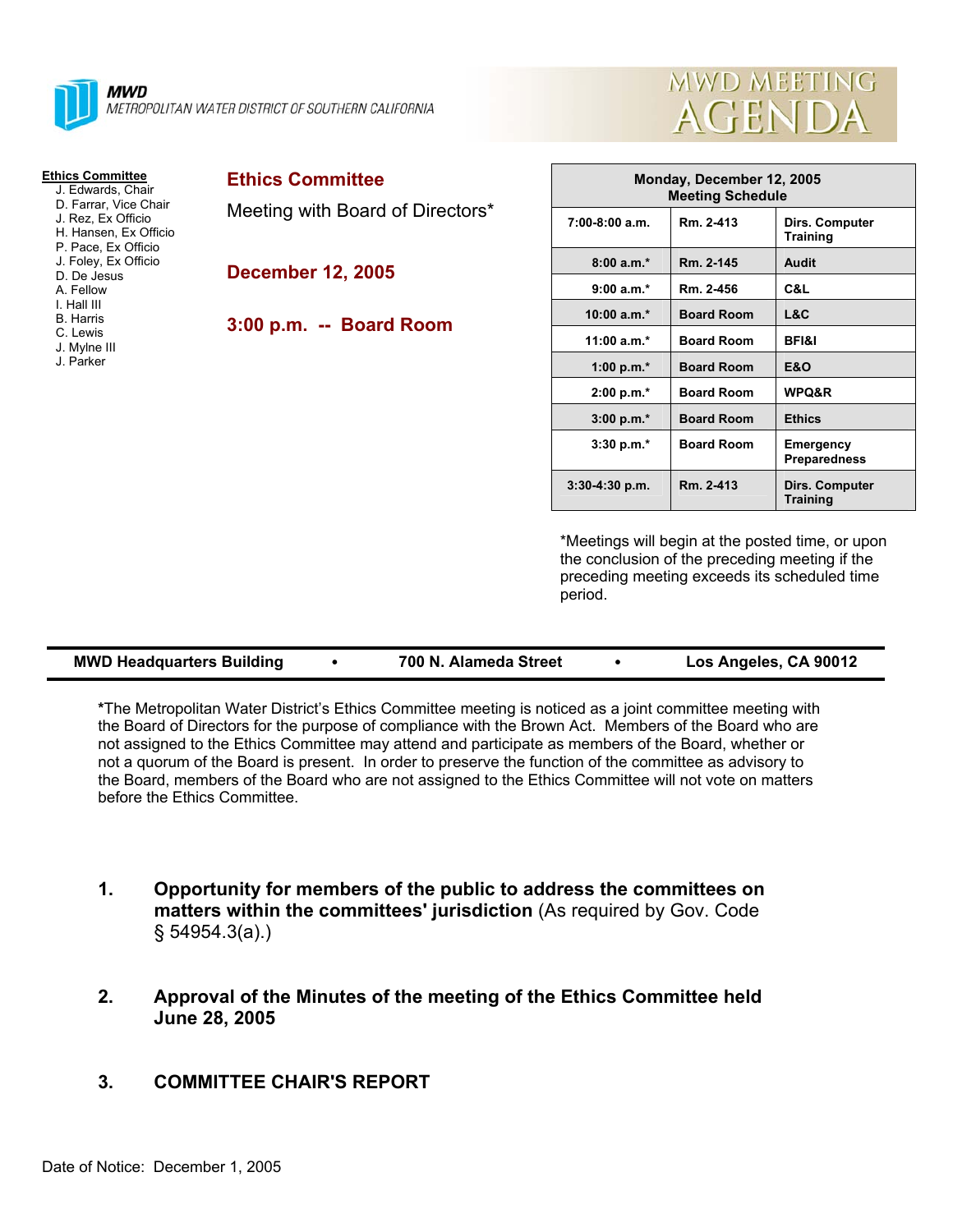**MWD**
METROPOLITAN WATER DISTRICT OF SOUTHERN CALIFORNIA

# MWD MEETING AGENDA

**Ethics Committee**
- J. Edwards, Chair
- D. Farrar, Vice Chair
- J. Rez, Ex Officio
- H. Hansen, Ex Officio
- P. Pace, Ex Officio
- J. Foley, Ex Officio
- D. De Jesus
- A. Fellow
- I. Hall III
- B. Harris
- C. Lewis
- J. Mylne III
- J. Parker

## Ethics Committee

Meeting with Board of Directors*

**December 12, 2005**

**3:00 p.m. -- Board Room**

| Monday, December 12, 2005 Meeting Schedule | | |
|---|---|---|
| 7:00-8:00 a.m. | Rm. 2-413 | Dirs. Computer Training |
| 8:00 a.m.* | Rm. 2-145 | Audit |
| 9:00 a.m.* | Rm. 2-456 | C&L |
| 10:00 a.m.* | Board Room | L&C |
| 11:00 a.m.* | Board Room | BFI&I |
| 1:00 p.m.* | Board Room | E&O |
| 2:00 p.m.* | Board Room | WPQ&R |
| 3:00 p.m.* | Board Room | Ethics |
| 3:30 p.m.* | Board Room | Emergency Preparedness |
| 3:30-4:30 p.m. | Rm. 2-413 | Dirs. Computer Training |

*Meetings will begin at the posted time, or upon the conclusion of the preceding meeting if the preceding meeting exceeds its scheduled time period.

**MWD Headquarters Building • 700 N. Alameda Street • Los Angeles, CA 90012**

***The Metropolitan Water District's Ethics Committee meeting is noticed as a joint committee meeting with the Board of Directors for the purpose of compliance with the Brown Act. Members of the Board who are not assigned to the Ethics Committee may attend and participate as members of the Board, whether or not a quorum of the Board is present. In order to preserve the function of the committee as advisory to the Board, members of the Board who are not assigned to the Ethics Committee will not vote on matters before the Ethics Committee.

1. **Opportunity for members of the public to address the committees on matters within the committees' jurisdiction** (As required by Gov. Code § 54954.3(a).)

2. **Approval of the Minutes of the meeting of the Ethics Committee held June 28, 2005**

3. **COMMITTEE CHAIR'S REPORT**

Date of Notice: December 1, 2005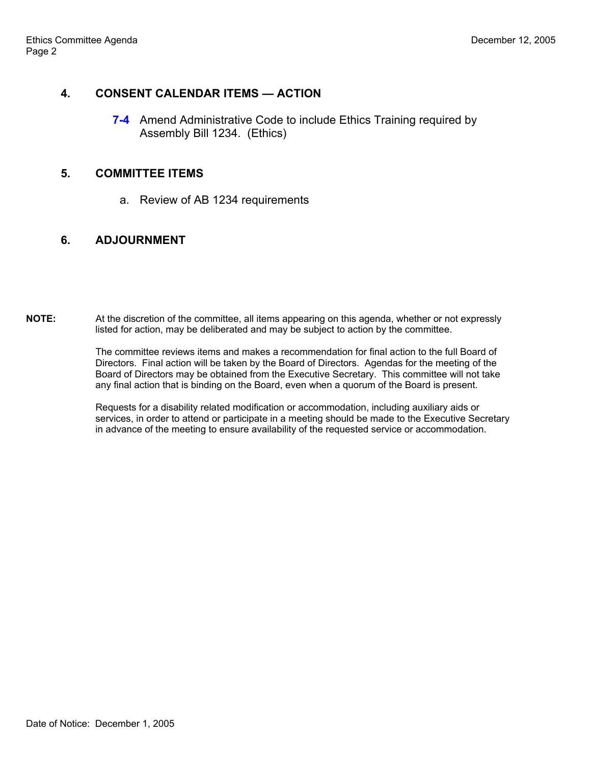## 4. CONSENT CALENDAR ITEMS — ACTION

**7-4** Amend Administrative Code to include Ethics Training required by Assembly Bill 1234. (Ethics)

## 5. COMMITTEE ITEMS

a. Review of AB 1234 requirements

## 6. ADJOURNMENT

**NOTE:** At the discretion of the committee, all items appearing on this agenda, whether or not expressly listed for action, may be deliberated and may be subject to action by the committee.

The committee reviews items and makes a recommendation for final action to the full Board of Directors. Final action will be taken by the Board of Directors. Agendas for the meeting of the Board of Directors may be obtained from the Executive Secretary. This committee will not take any final action that is binding on the Board, even when a quorum of the Board is present.

Requests for a disability related modification or accommodation, including auxiliary aids or services, in order to attend or participate in a meeting should be made to the Executive Secretary in advance of the meeting to ensure availability of the requested service or accommodation.

Date of Notice: December 1, 2005